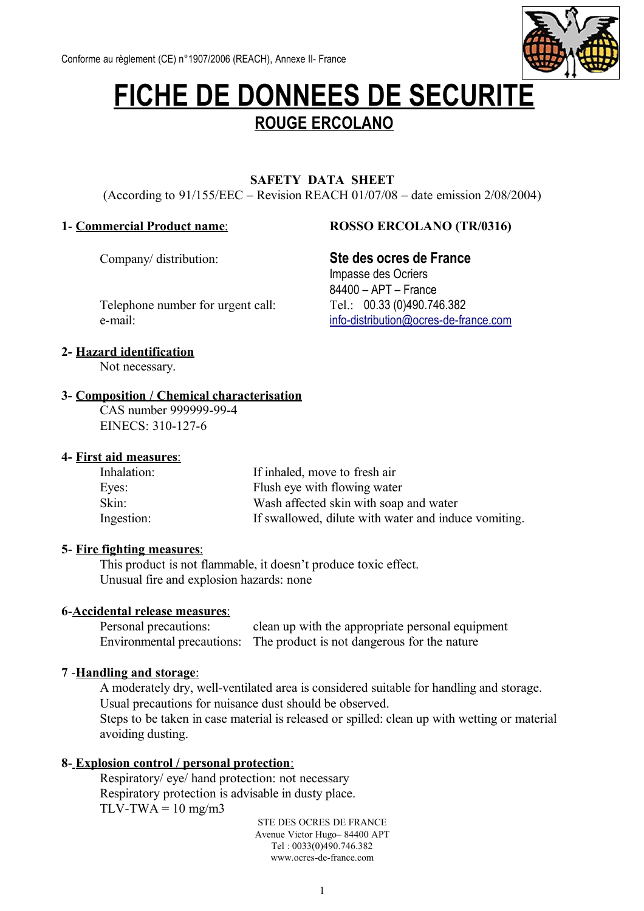Conforme au règlement (CE) n°1907/2006 (REACH), Annexe II- France

# FICHE DE DONNEES DE SECURITE

## ROUGE ERCOLANO

**SAFETY DATA SHEET**

(According to 91/155/EEC – Revision REACH 01/07/08 – date emission 2/08/2004)

**1- Commercial Product name:** **ROSSO ERCOLANO (TR/0316)**

Company/ distribution: **Ste des ocres de France**
Impasse des Ocriers
84400 – APT – France

Telephone number for urgent call: Tel.: 00.33 (0)490.746.382
e-mail: info-distribution@ocres-de-france.com

**2- Hazard identification**

Not necessary.

**3- Composition / Chemical characterisation**

CAS number 999999-99-4
EINECS: 310-127-6

**4- First aid measures:**

| | |
|---|---|
| Inhalation: | If inhaled, move to fresh air |
| Eyes: | Flush eye with flowing water |
| Skin: | Wash affected skin with soap and water |
| Ingestion: | If swallowed, dilute with water and induce vomiting. |

**5- Fire fighting measures:**

This product is not flammable, it doesn't produce toxic effect.
Unusual fire and explosion hazards: none

**6-Accidental release measures:**

| | |
|---|---|
| Personal precautions: | clean up with the appropriate personal equipment |
| Environmental precautions: | The product is not dangerous for the nature |

**7 -Handling and storage:**

A moderately dry, well-ventilated area is considered suitable for handling and storage.
Usual precautions for nuisance dust should be observed.
Steps to be taken in case material is released or spilled: clean up with wetting or material avoiding dusting.

**8- Explosion control / personal protection:**

Respiratory/ eye/ hand protection: not necessary
Respiratory protection is advisable in dusty place.
TLV-TWA = 10 mg/m3

STE DES OCRES DE FRANCE
Avenue Victor Hugo– 84400 APT
Tel : 0033(0)490.746.382
www.ocres-de-france.com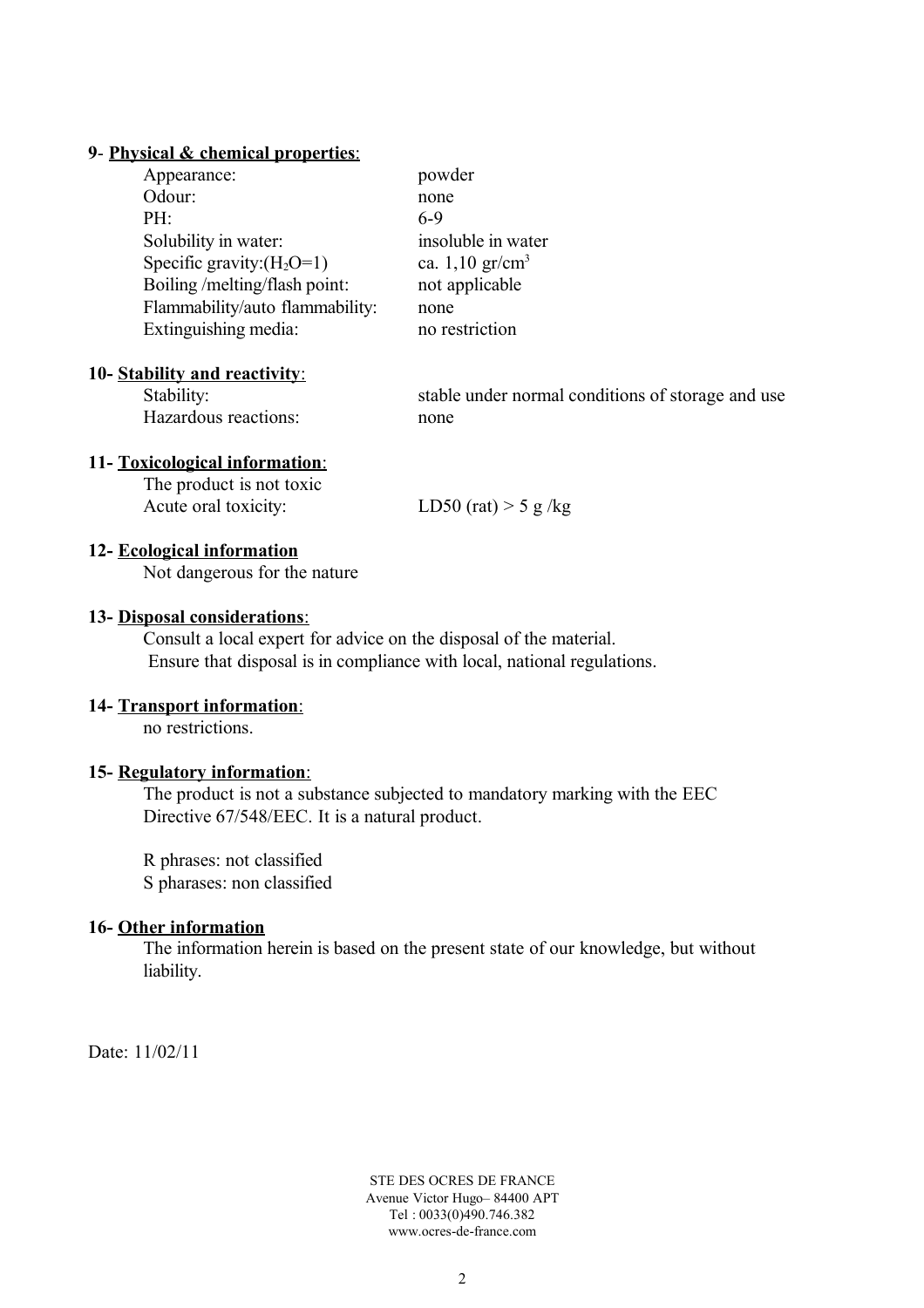## 9- Physical & chemical properties:

| | |
|---|---|
| Appearance: | powder |
| Odour: | none |
| PH: | 6-9 |
| Solubility in water: | insoluble in water |
| Specific gravity:($H_2O$=1) | ca. 1,10 gr/cm$^3$ |
| Boiling /melting/flash point: | not applicable |
| Flammability/auto flammability: | none |
| Extinguishing media: | no restriction |

## 10- Stability and reactivity:

| | |
|---|---|
| Stability: | stable under normal conditions of storage and use |
| Hazardous reactions: | none |

## 11- Toxicological information:

The product is not toxic

Acute oral toxicity: LD50 (rat) > 5 g /kg

## 12- Ecological information

Not dangerous for the nature

## 13- Disposal considerations:

Consult a local expert for advice on the disposal of the material.
Ensure that disposal is in compliance with local, national regulations.

## 14- Transport information:

no restrictions.

## 15- Regulatory information:

The product is not a substance subjected to mandatory marking with the EEC Directive 67/548/EEC. It is a natural product.

R phrases: not classified
S pharases: non classified

## 16- Other information

The information herein is based on the present state of our knowledge, but without liability.

Date: 11/02/11

STE DES OCRES DE FRANCE
Avenue Victor Hugo– 84400 APT
Tel : 0033(0)490.746.382
www.ocres-de-france.com